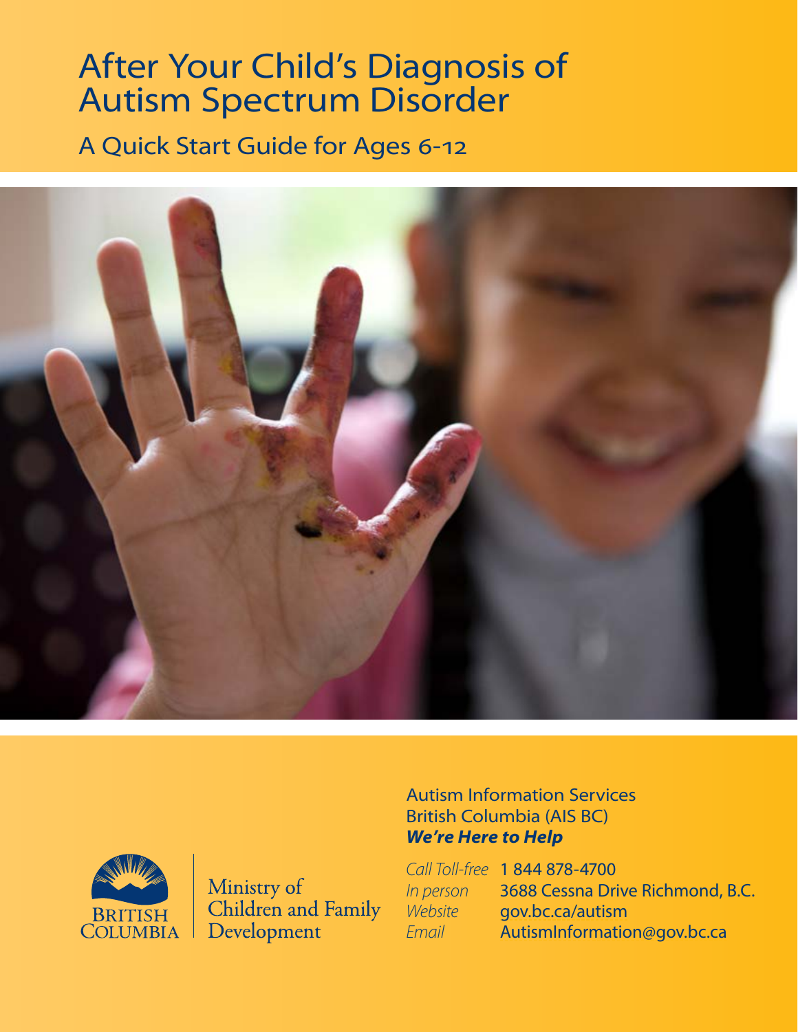# After Your Child's Diagnosis of Autism Spectrum Disorder

## A Quick Start Guide for Ages 6-12

Autism Information Services British Columbia (AIS BC)
***We're Here to Help***

*Call Toll-free* 1 844 878-4700
*In person* 3688 Cessna Drive Richmond, B.C.
*Website* gov.bc.ca/autism
*Email* AutismInformation@gov.bc.ca

BRITISH COLUMBIA

Ministry of Children and Family Development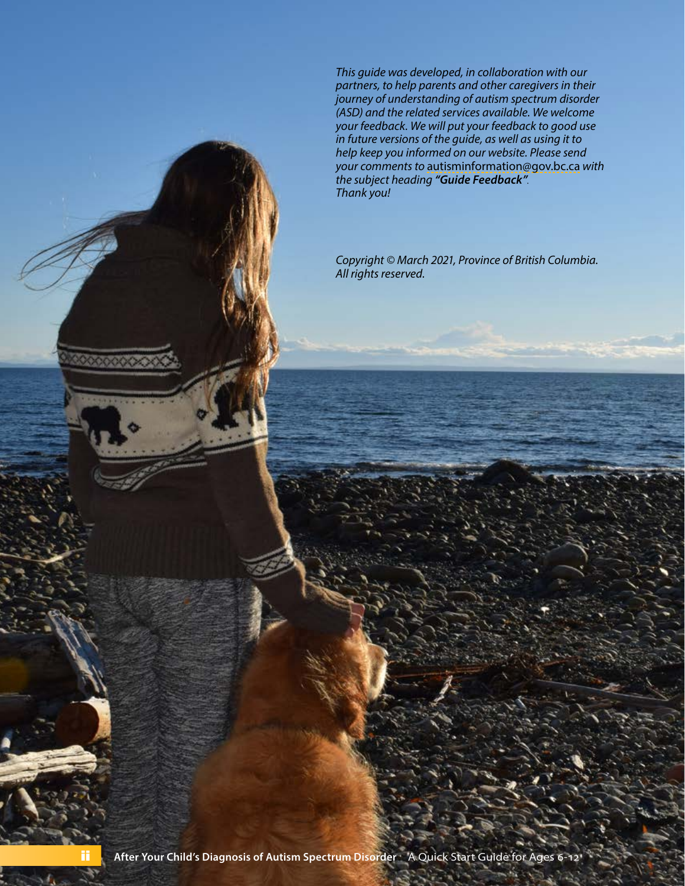*This guide was developed, in collaboration with our partners, to help parents and other caregivers in their journey of understanding of autism spectrum disorder (ASD) and the related services available. We welcome your feedback. We will put your feedback to good use in future versions of the guide, as well as using it to help keep you informed on our website. Please send your comments to* autisminformation@gov.bc.ca *with the subject heading **"Guide Feedback"**. Thank you!*

*Copyright © March 2021, Province of British Columbia. All rights reserved.*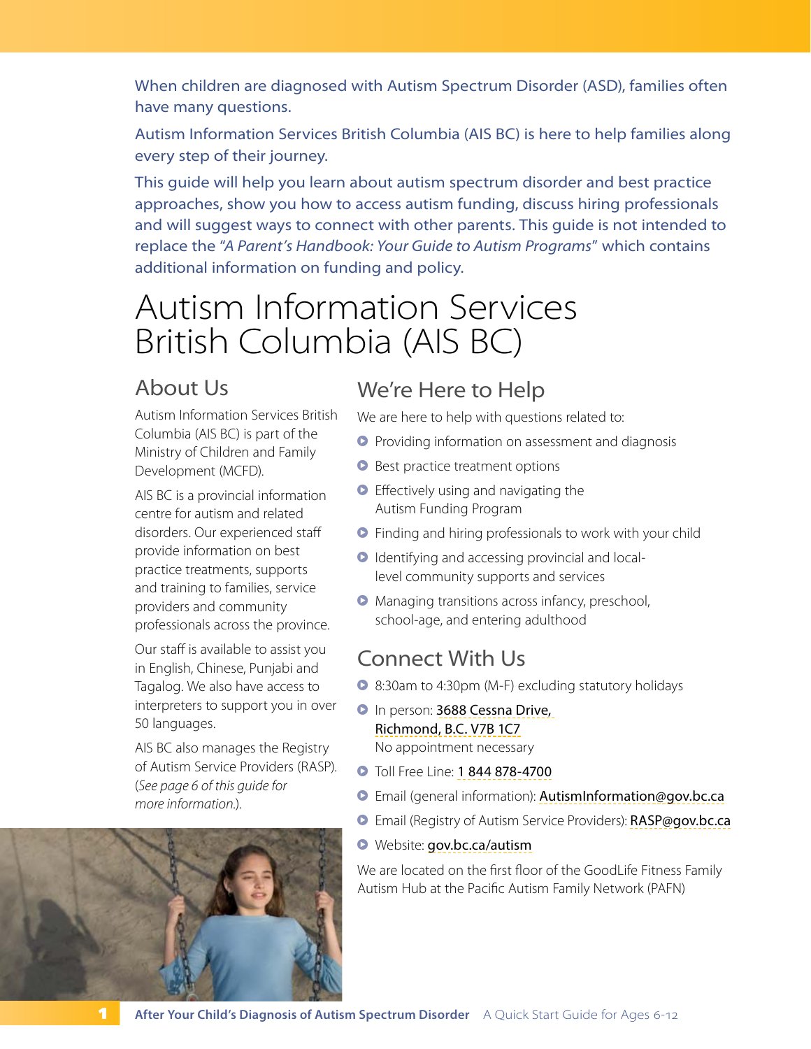When children are diagnosed with Autism Spectrum Disorder (ASD), families often have many questions.

Autism Information Services British Columbia (AIS BC) is here to help families along every step of their journey.

This guide will help you learn about autism spectrum disorder and best practice approaches, show you how to access autism funding, discuss hiring professionals and will suggest ways to connect with other parents. This guide is not intended to replace the *"A Parent's Handbook: Your Guide to Autism Programs"* which contains additional information on funding and policy.

# Autism Information Services British Columbia (AIS BC)

## About Us

Autism Information Services British Columbia (AIS BC) is part of the Ministry of Children and Family Development (MCFD).

AIS BC is a provincial information centre for autism and related disorders. Our experienced staff provide information on best practice treatments, supports and training to families, service providers and community professionals across the province.

Our staff is available to assist you in English, Chinese, Punjabi and Tagalog. We also have access to interpreters to support you in over 50 languages.

AIS BC also manages the Registry of Autism Service Providers (RASP). (*See page 6 of this guide for more information.*).

## We're Here to Help

We are here to help with questions related to:

- Providing information on assessment and diagnosis
- Best practice treatment options
- Effectively using and navigating the Autism Funding Program
- Finding and hiring professionals to work with your child
- Identifying and accessing provincial and local-level community supports and services
- Managing transitions across infancy, preschool, school-age, and entering adulthood

## Connect With Us

- 8:30am to 4:30pm (M-F) excluding statutory holidays
- In person: 3688 Cessna Drive, Richmond, B.C. V7B 1C7
  No appointment necessary
- Toll Free Line: 1 844 878-4700
- Email (general information): AutismInformation@gov.bc.ca
- Email (Registry of Autism Service Providers): RASP@gov.bc.ca
- Website: gov.bc.ca/autism

We are located on the first floor of the GoodLife Fitness Family Autism Hub at the Pacific Autism Family Network (PAFN)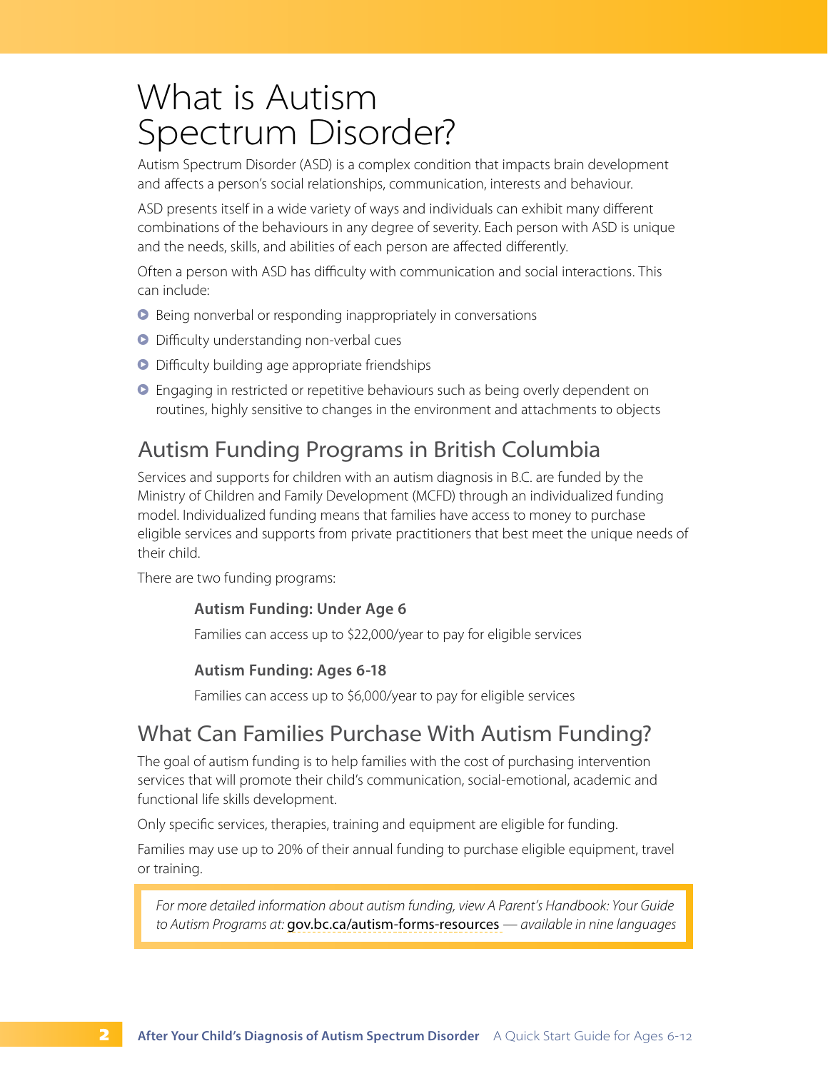# What is Autism Spectrum Disorder?

Autism Spectrum Disorder (ASD) is a complex condition that impacts brain development and affects a person's social relationships, communication, interests and behaviour.

ASD presents itself in a wide variety of ways and individuals can exhibit many different combinations of the behaviours in any degree of severity. Each person with ASD is unique and the needs, skills, and abilities of each person are affected differently.

Often a person with ASD has difficulty with communication and social interactions. This can include:

- Being nonverbal or responding inappropriately in conversations
- Difficulty understanding non-verbal cues
- Difficulty building age appropriate friendships
- Engaging in restricted or repetitive behaviours such as being overly dependent on routines, highly sensitive to changes in the environment and attachments to objects

## Autism Funding Programs in British Columbia

Services and supports for children with an autism diagnosis in B.C. are funded by the Ministry of Children and Family Development (MCFD) through an individualized funding model. Individualized funding means that families have access to money to purchase eligible services and supports from private practitioners that best meet the unique needs of their child.

There are two funding programs:

**Autism Funding: Under Age 6**

Families can access up to $22,000/year to pay for eligible services

**Autism Funding: Ages 6-18**

Families can access up to $6,000/year to pay for eligible services

## What Can Families Purchase With Autism Funding?

The goal of autism funding is to help families with the cost of purchasing intervention services that will promote their child's communication, social-emotional, academic and functional life skills development.

Only specific services, therapies, training and equipment are eligible for funding.

Families may use up to 20% of their annual funding to purchase eligible equipment, travel or training.

> *For more detailed information about autism funding, view A Parent's Handbook: Your Guide to Autism Programs at:* gov.bc.ca/autism-forms-resources *— available in nine languages*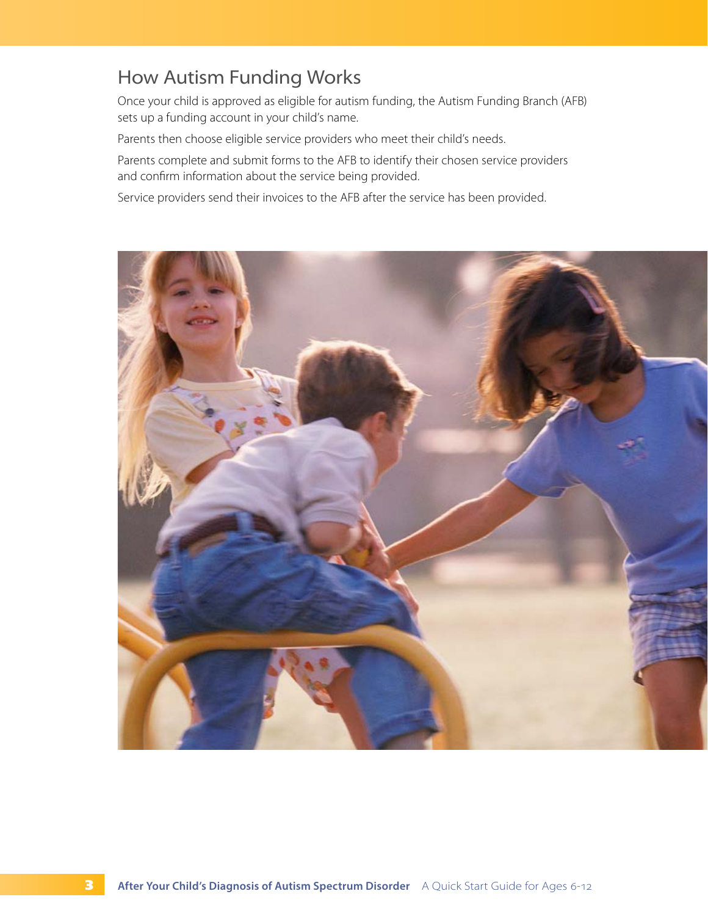## How Autism Funding Works

Once your child is approved as eligible for autism funding, the Autism Funding Branch (AFB) sets up a funding account in your child's name.

Parents then choose eligible service providers who meet their child's needs.

Parents complete and submit forms to the AFB to identify their chosen service providers and confirm information about the service being provided.

Service providers send their invoices to the AFB after the service has been provided.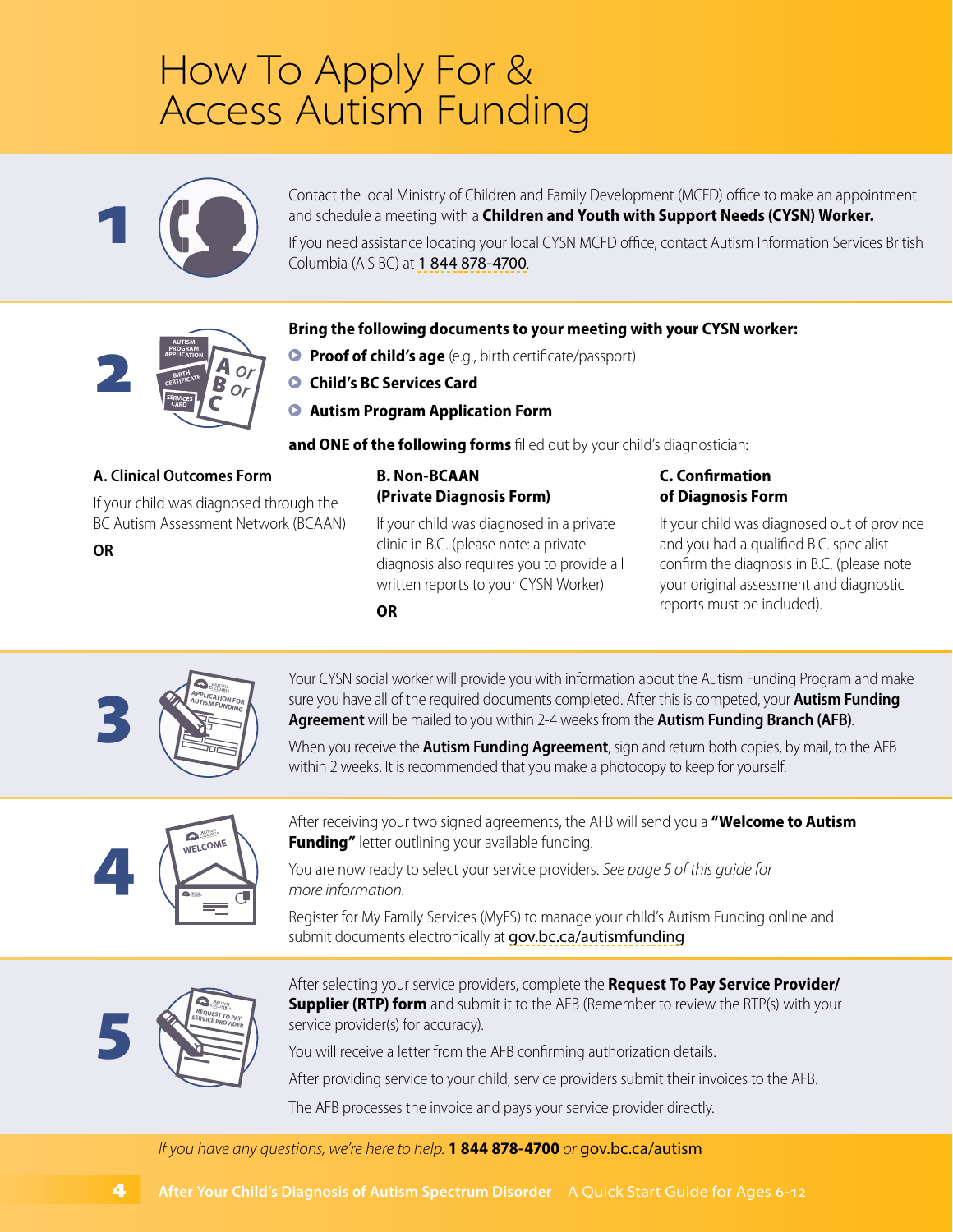# How To Apply For & Access Autism Funding

## 1

Contact the local Ministry of Children and Family Development (MCFD) office to make an appointment and schedule a meeting with a **Children and Youth with Support Needs (CYSN) Worker.**

If you need assistance locating your local CYSN MCFD office, contact Autism Information Services British Columbia (AIS BC) at 1 844 878-4700.

## 2

**Bring the following documents to your meeting with your CYSN worker:**

- **Proof of child's age** (e.g., birth certificate/passport)
- **Child's BC Services Card**
- **Autism Program Application Form**

**and ONE of the following forms** filled out by your child's diagnostician:

**A. Clinical Outcomes Form**

If your child was diagnosed through the BC Autism Assessment Network (BCAAN)

**OR**

**B. Non-BCAAN (Private Diagnosis Form)**

If your child was diagnosed in a private clinic in B.C. (please note: a private diagnosis also requires you to provide all written reports to your CYSN Worker)

**OR**

**C. Confirmation of Diagnosis Form**

If your child was diagnosed out of province and you had a qualified B.C. specialist confirm the diagnosis in B.C. (please note your original assessment and diagnostic reports must be included).

## 3

Your CYSN social worker will provide you with information about the Autism Funding Program and make sure you have all of the required documents completed. After this is competed, your **Autism Funding Agreement** will be mailed to you within 2-4 weeks from the **Autism Funding Branch (AFB)**.

When you receive the **Autism Funding Agreement**, sign and return both copies, by mail, to the AFB within 2 weeks. It is recommended that you make a photocopy to keep for yourself.

## 4

After receiving your two signed agreements, the AFB will send you a **"Welcome to Autism Funding"** letter outlining your available funding.

You are now ready to select your service providers. *See page 5 of this guide for more information.*

Register for My Family Services (MyFS) to manage your child's Autism Funding online and submit documents electronically at gov.bc.ca/autismfunding

## 5

After selecting your service providers, complete the **Request To Pay Service Provider/ Supplier (RTP) form** and submit it to the AFB (Remember to review the RTP(s) with your service provider(s) for accuracy).

You will receive a letter from the AFB confirming authorization details.

After providing service to your child, service providers submit their invoices to the AFB.

The AFB processes the invoice and pays your service provider directly.

*If you have any questions, we're here to help:* **1 844 878-4700** *or* gov.bc.ca/autism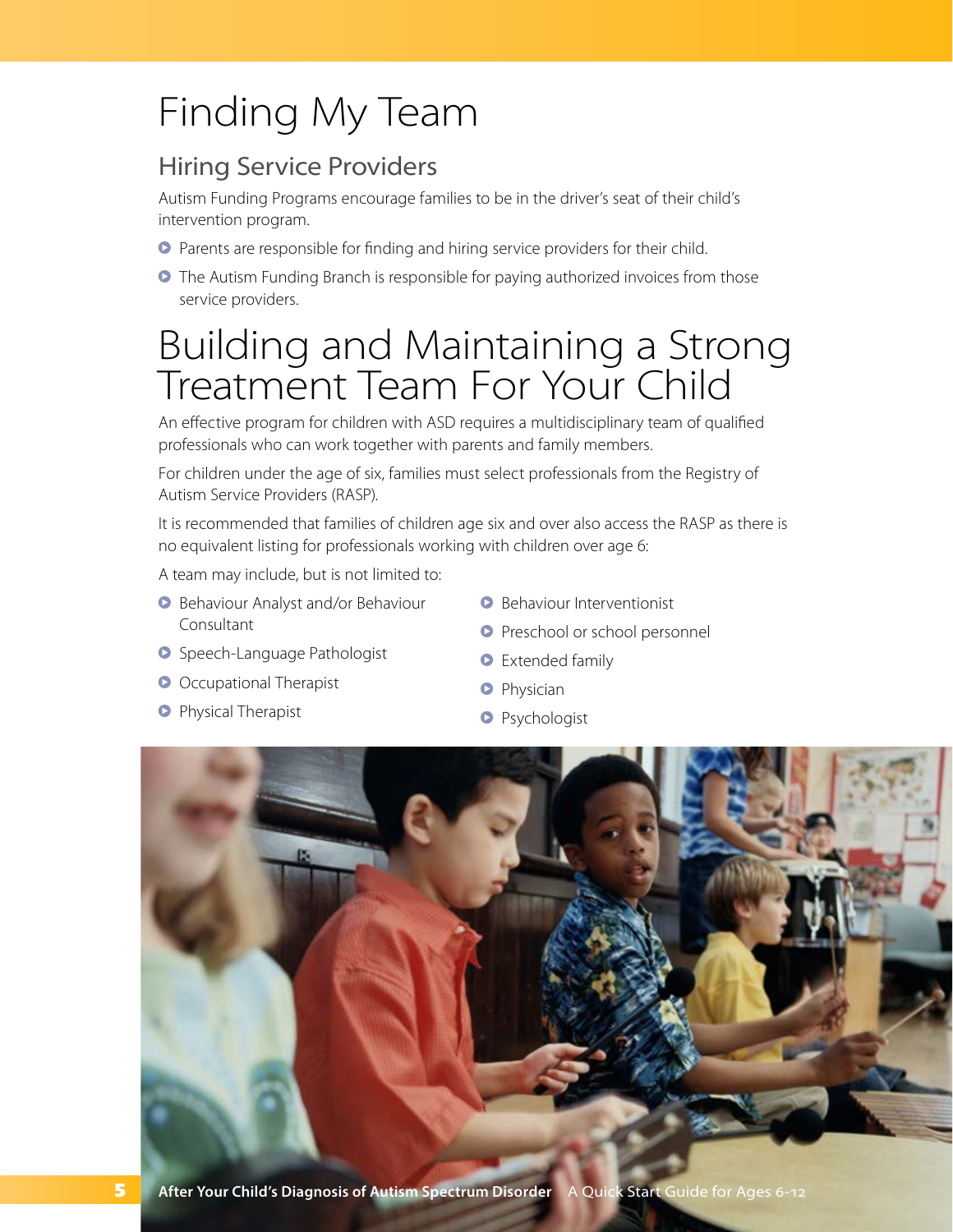# Finding My Team

## Hiring Service Providers

Autism Funding Programs encourage families to be in the driver's seat of their child's intervention program.

- Parents are responsible for finding and hiring service providers for their child.
- The Autism Funding Branch is responsible for paying authorized invoices from those service providers.

# Building and Maintaining a Strong Treatment Team For Your Child

An effective program for children with ASD requires a multidisciplinary team of qualified professionals who can work together with parents and family members.

For children under the age of six, families must select professionals from the Registry of Autism Service Providers (RASP).

It is recommended that families of children age six and over also access the RASP as there is no equivalent listing for professionals working with children over age 6:

A team may include, but is not limited to:

- Behaviour Analyst and/or Behaviour Consultant
- Speech-Language Pathologist
- Occupational Therapist
- Physical Therapist
- Behaviour Interventionist
- Preschool or school personnel
- Extended family
- Physician
- Psychologist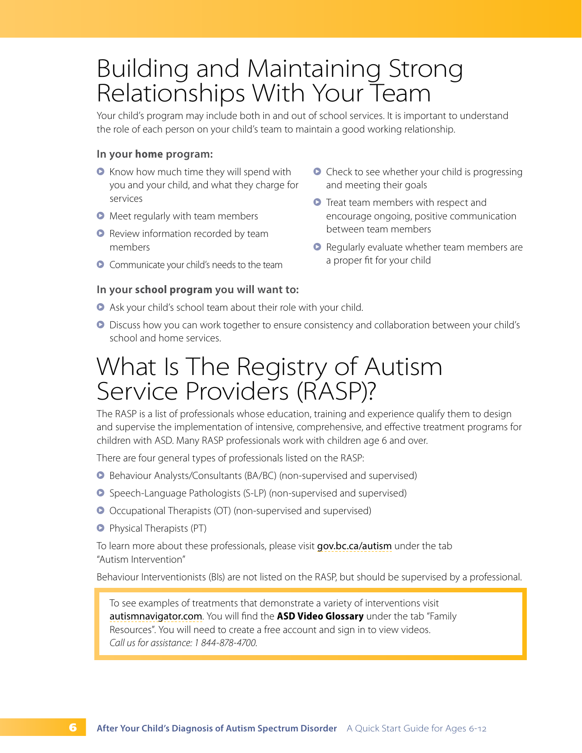# Building and Maintaining Strong Relationships With Your Team

Your child's program may include both in and out of school services. It is important to understand the role of each person on your child's team to maintain a good working relationship.

**In your home program:**

- Know how much time they will spend with you and your child, and what they charge for services
- Meet regularly with team members
- Review information recorded by team members
- Communicate your child's needs to the team
- Check to see whether your child is progressing and meeting their goals
- Treat team members with respect and encourage ongoing, positive communication between team members
- Regularly evaluate whether team members are a proper fit for your child

**In your school program you will want to:**

- Ask your child's school team about their role with your child.
- Discuss how you can work together to ensure consistency and collaboration between your child's school and home services.

# What Is The Registry of Autism Service Providers (RASP)?

The RASP is a list of professionals whose education, training and experience qualify them to design and supervise the implementation of intensive, comprehensive, and effective treatment programs for children with ASD. Many RASP professionals work with children age 6 and over.

There are four general types of professionals listed on the RASP:

- Behaviour Analysts/Consultants (BA/BC) (non-supervised and supervised)
- Speech-Language Pathologists (S-LP) (non-supervised and supervised)
- Occupational Therapists (OT) (non-supervised and supervised)
- Physical Therapists (PT)

To learn more about these professionals, please visit gov.bc.ca/autism under the tab "Autism Intervention"

Behaviour Interventionists (BIs) are not listed on the RASP, but should be supervised by a professional.

To see examples of treatments that demonstrate a variety of interventions visit autismnavigator.com. You will find the **ASD Video Glossary** under the tab "Family Resources". You will need to create a free account and sign in to view videos.
*Call us for assistance: 1 844-878-4700.*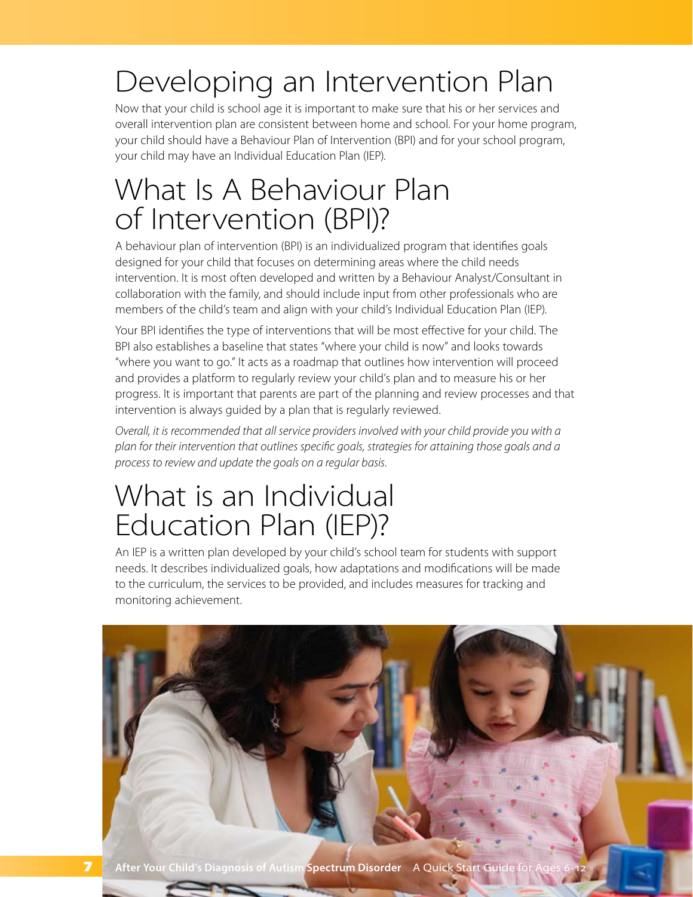# Developing an Intervention Plan

Now that your child is school age it is important to make sure that his or her services and overall intervention plan are consistent between home and school. For your home program, your child should have a Behaviour Plan of Intervention (BPI) and for your school program, your child may have an Individual Education Plan (IEP).

# What Is A Behaviour Plan of Intervention (BPI)?

A behaviour plan of intervention (BPI) is an individualized program that identifies goals designed for your child that focuses on determining areas where the child needs intervention. It is most often developed and written by a Behaviour Analyst/Consultant in collaboration with the family, and should include input from other professionals who are members of the child's team and align with your child's Individual Education Plan (IEP).

Your BPI identifies the type of interventions that will be most effective for your child. The BPI also establishes a baseline that states "where your child is now" and looks towards "where you want to go." It acts as a roadmap that outlines how intervention will proceed and provides a platform to regularly review your child's plan and to measure his or her progress. It is important that parents are part of the planning and review processes and that intervention is always guided by a plan that is regularly reviewed.

*Overall, it is recommended that all service providers involved with your child provide you with a plan for their intervention that outlines specific goals, strategies for attaining those goals and a process to review and update the goals on a regular basis.*

# What is an Individual Education Plan (IEP)?

An IEP is a written plan developed by your child's school team for students with support needs. It describes individualized goals, how adaptations and modifications will be made to the curriculum, the services to be provided, and includes measures for tracking and monitoring achievement.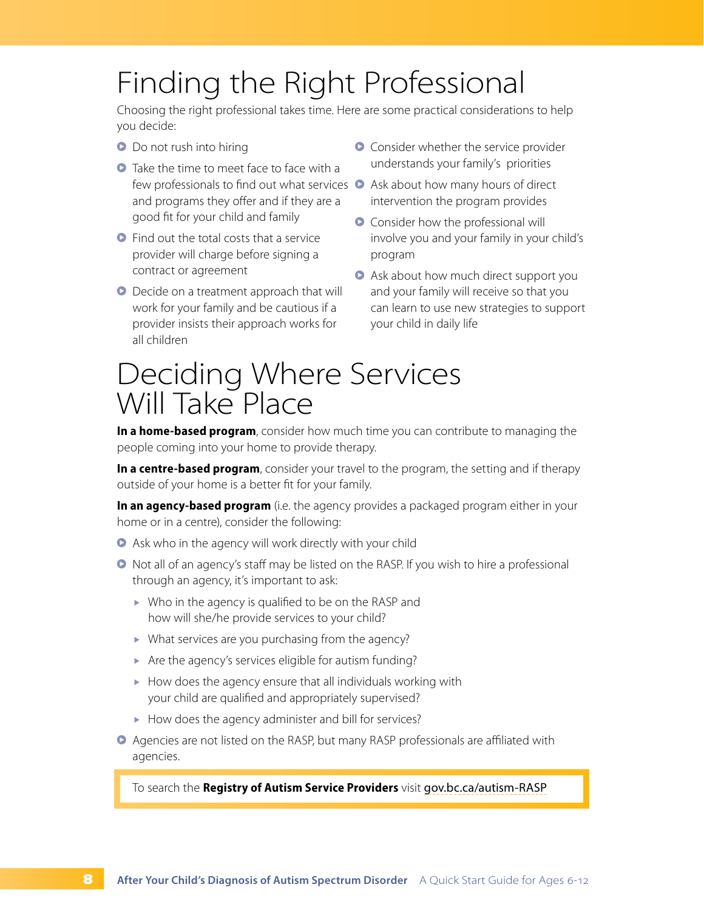# Finding the Right Professional

Choosing the right professional takes time. Here are some practical considerations to help you decide:

- Do not rush into hiring
- Take the time to meet face to face with a few professionals to find out what services and programs they offer and if they are a good fit for your child and family
- Find out the total costs that a service provider will charge before signing a contract or agreement
- Decide on a treatment approach that will work for your family and be cautious if a provider insists their approach works for all children
- Consider whether the service provider understands your family's priorities
- Ask about how many hours of direct intervention the program provides
- Consider how the professional will involve you and your family in your child's program
- Ask about how much direct support you and your family will receive so that you can learn to use new strategies to support your child in daily life

# Deciding Where Services Will Take Place

**In a home-based program**, consider how much time you can contribute to managing the people coming into your home to provide therapy.

**In a centre-based program**, consider your travel to the program, the setting and if therapy outside of your home is a better fit for your family.

**In an agency-based program** (i.e. the agency provides a packaged program either in your home or in a centre), consider the following:

- Ask who in the agency will work directly with your child
- Not all of an agency's staff may be listed on the RASP. If you wish to hire a professional through an agency, it's important to ask:
  - Who in the agency is qualified to be on the RASP and how will she/he provide services to your child?
  - What services are you purchasing from the agency?
  - Are the agency's services eligible for autism funding?
  - How does the agency ensure that all individuals working with your child are qualified and appropriately supervised?
  - How does the agency administer and bill for services?
- Agencies are not listed on the RASP, but many RASP professionals are affiliated with agencies.

To search the **Registry of Autism Service Providers** visit gov.bc.ca/autism-RASP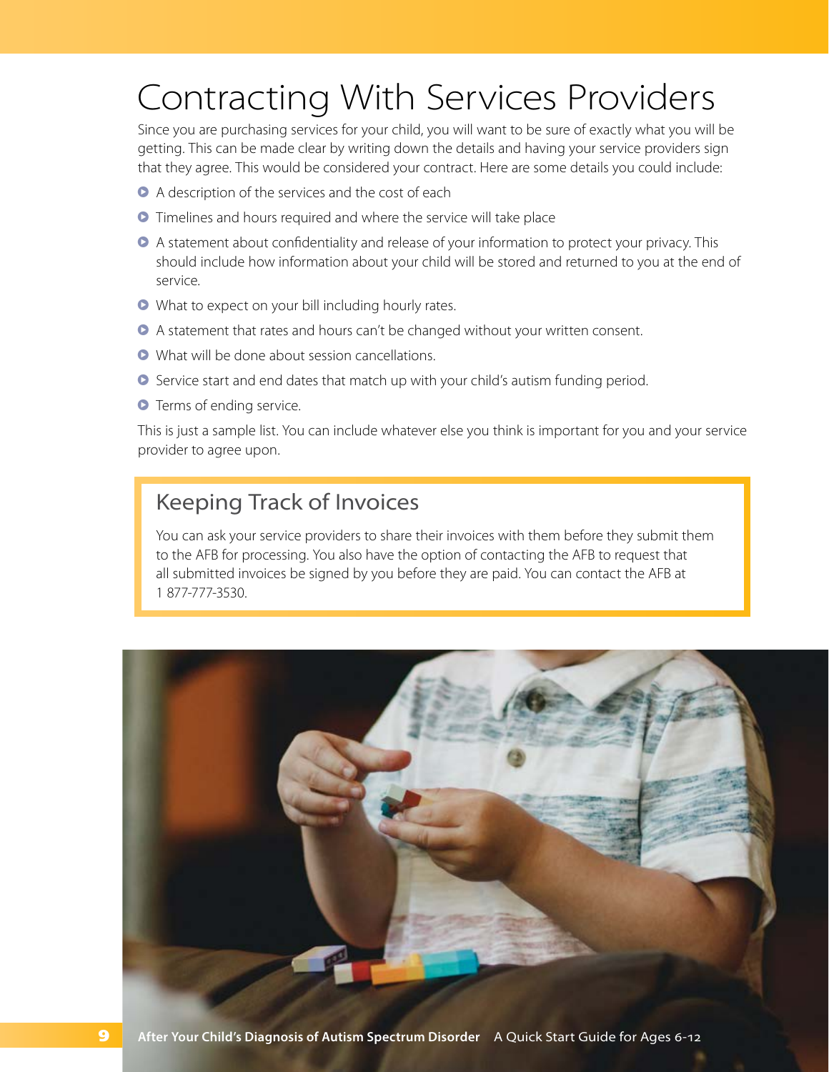# Contracting With Services Providers

Since you are purchasing services for your child, you will want to be sure of exactly what you will be getting. This can be made clear by writing down the details and having your service providers sign that they agree. This would be considered your contract. Here are some details you could include:

- A description of the services and the cost of each
- Timelines and hours required and where the service will take place
- A statement about confidentiality and release of your information to protect your privacy. This should include how information about your child will be stored and returned to you at the end of service.
- What to expect on your bill including hourly rates.
- A statement that rates and hours can't be changed without your written consent.
- What will be done about session cancellations.
- Service start and end dates that match up with your child's autism funding period.
- Terms of ending service.

This is just a sample list. You can include whatever else you think is important for you and your service provider to agree upon.

## Keeping Track of Invoices

You can ask your service providers to share their invoices with them before they submit them to the AFB for processing. You also have the option of contacting the AFB to request that all submitted invoices be signed by you before they are paid. You can contact the AFB at 1 877-777-3530.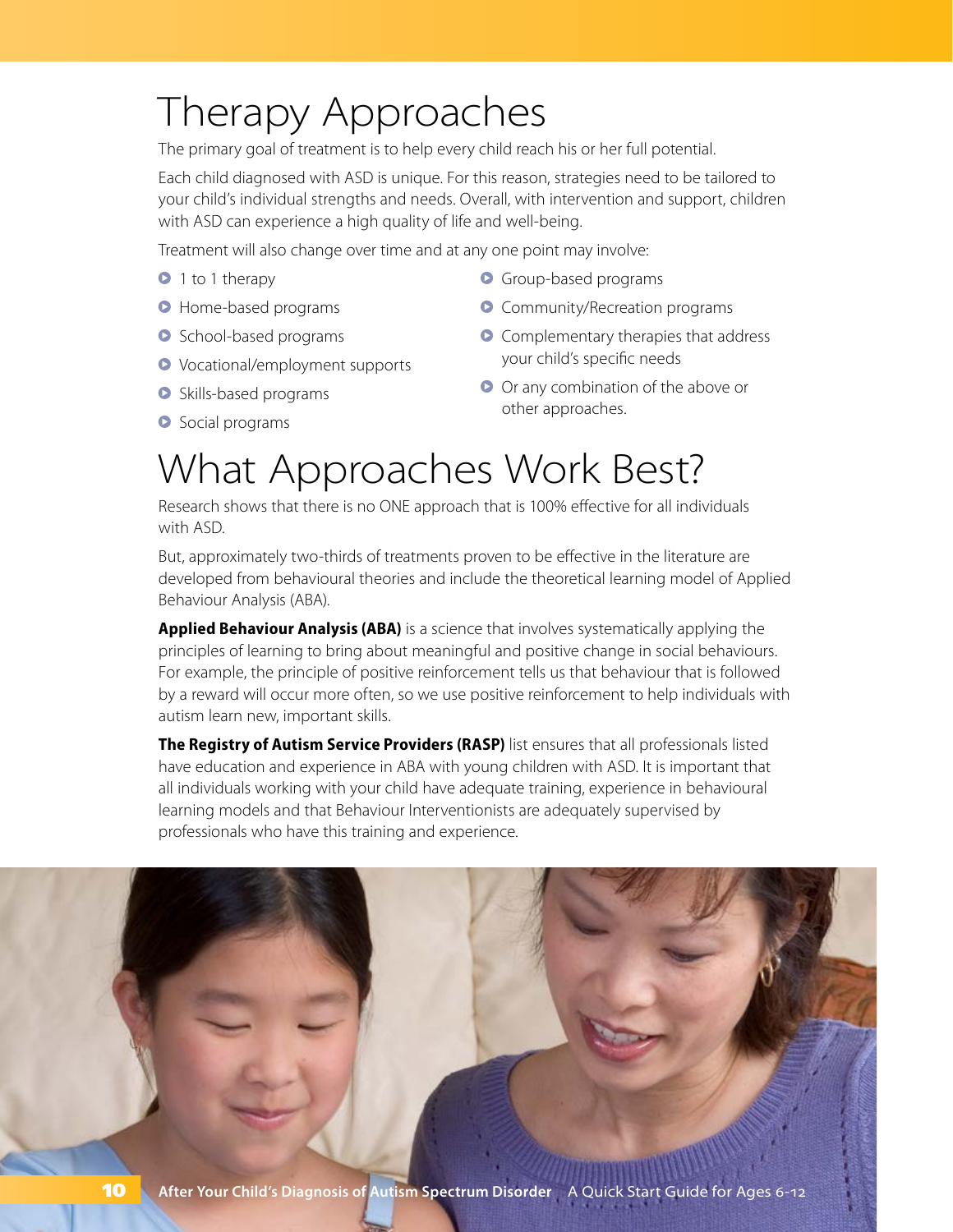# Therapy Approaches

The primary goal of treatment is to help every child reach his or her full potential.

Each child diagnosed with ASD is unique. For this reason, strategies need to be tailored to your child's individual strengths and needs. Overall, with intervention and support, children with ASD can experience a high quality of life and well-being.

Treatment will also change over time and at any one point may involve:

- 1 to 1 therapy
- Home-based programs
- School-based programs
- Vocational/employment supports
- Skills-based programs
- Social programs
- Group-based programs
- Community/Recreation programs
- Complementary therapies that address your child's specific needs
- Or any combination of the above or other approaches.

# What Approaches Work Best?

Research shows that there is no ONE approach that is 100% effective for all individuals with ASD.

But, approximately two-thirds of treatments proven to be effective in the literature are developed from behavioural theories and include the theoretical learning model of Applied Behaviour Analysis (ABA).

**Applied Behaviour Analysis (ABA)** is a science that involves systematically applying the principles of learning to bring about meaningful and positive change in social behaviours. For example, the principle of positive reinforcement tells us that behaviour that is followed by a reward will occur more often, so we use positive reinforcement to help individuals with autism learn new, important skills.

**The Registry of Autism Service Providers (RASP)** list ensures that all professionals listed have education and experience in ABA with young children with ASD. It is important that all individuals working with your child have adequate training, experience in behavioural learning models and that Behaviour Interventionists are adequately supervised by professionals who have this training and experience.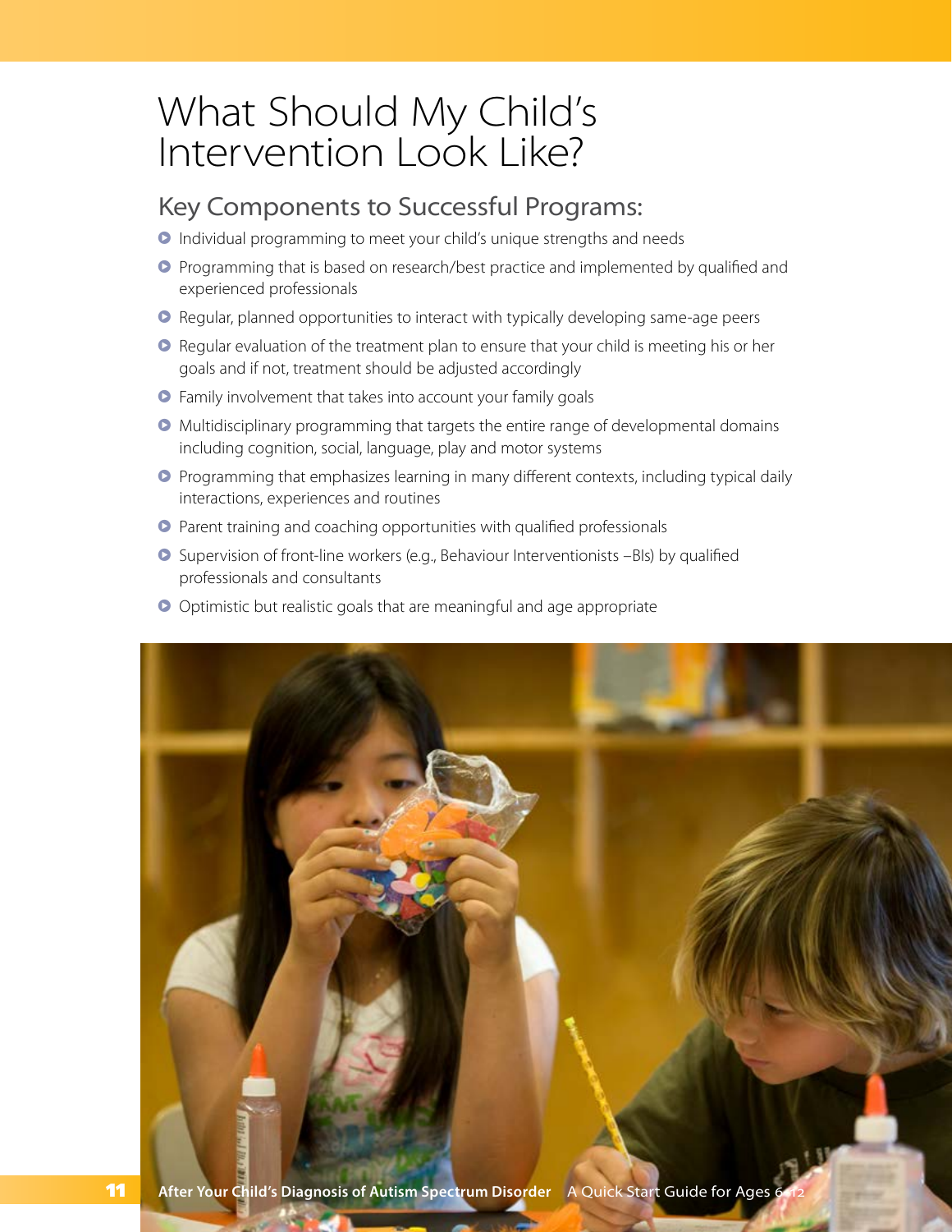# What Should My Child's Intervention Look Like?

## Key Components to Successful Programs:

- Individual programming to meet your child's unique strengths and needs
- Programming that is based on research/best practice and implemented by qualified and experienced professionals
- Regular, planned opportunities to interact with typically developing same-age peers
- Regular evaluation of the treatment plan to ensure that your child is meeting his or her goals and if not, treatment should be adjusted accordingly
- Family involvement that takes into account your family goals
- Multidisciplinary programming that targets the entire range of developmental domains including cognition, social, language, play and motor systems
- Programming that emphasizes learning in many different contexts, including typical daily interactions, experiences and routines
- Parent training and coaching opportunities with qualified professionals
- Supervision of front-line workers (e.g., Behaviour Interventionists –BIs) by qualified professionals and consultants
- Optimistic but realistic goals that are meaningful and age appropriate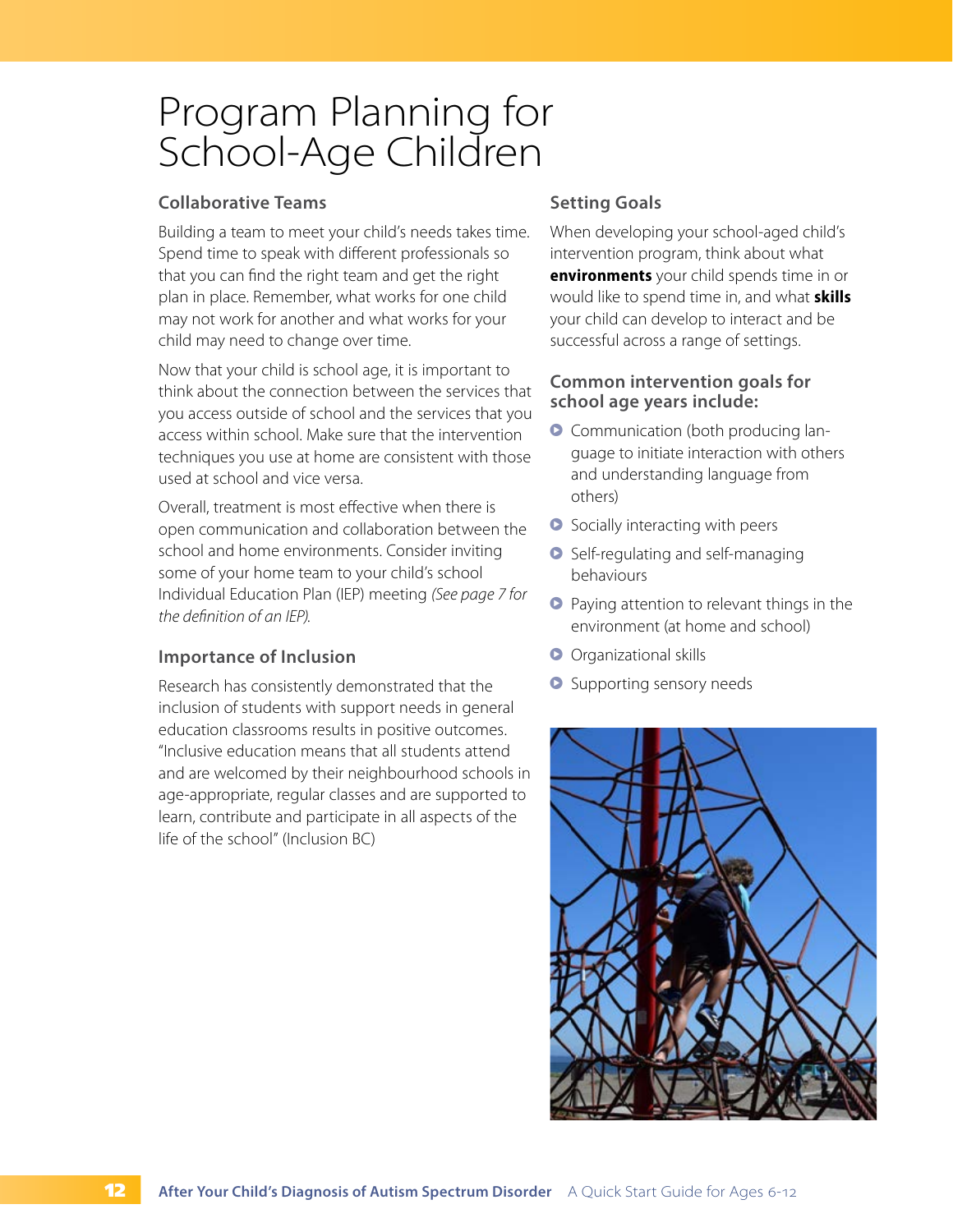# Program Planning for School-Age Children

## Collaborative Teams

Building a team to meet your child's needs takes time. Spend time to speak with different professionals so that you can find the right team and get the right plan in place. Remember, what works for one child may not work for another and what works for your child may need to change over time.

Now that your child is school age, it is important to think about the connection between the services that you access outside of school and the services that you access within school. Make sure that the intervention techniques you use at home are consistent with those used at school and vice versa.

Overall, treatment is most effective when there is open communication and collaboration between the school and home environments. Consider inviting some of your home team to your child's school Individual Education Plan (IEP) meeting *(See page 7 for the definition of an IEP).*

## Importance of Inclusion

Research has consistently demonstrated that the inclusion of students with support needs in general education classrooms results in positive outcomes. "Inclusive education means that all students attend and are welcomed by their neighbourhood schools in age-appropriate, regular classes and are supported to learn, contribute and participate in all aspects of the life of the school" (Inclusion BC)

## Setting Goals

When developing your school-aged child's intervention program, think about what **environments** your child spends time in or would like to spend time in, and what **skills** your child can develop to interact and be successful across a range of settings.

### Common intervention goals for school age years include:

- Communication (both producing language to initiate interaction with others and understanding language from others)
- Socially interacting with peers
- Self-regulating and self-managing behaviours
- Paying attention to relevant things in the environment (at home and school)
- Organizational skills
- Supporting sensory needs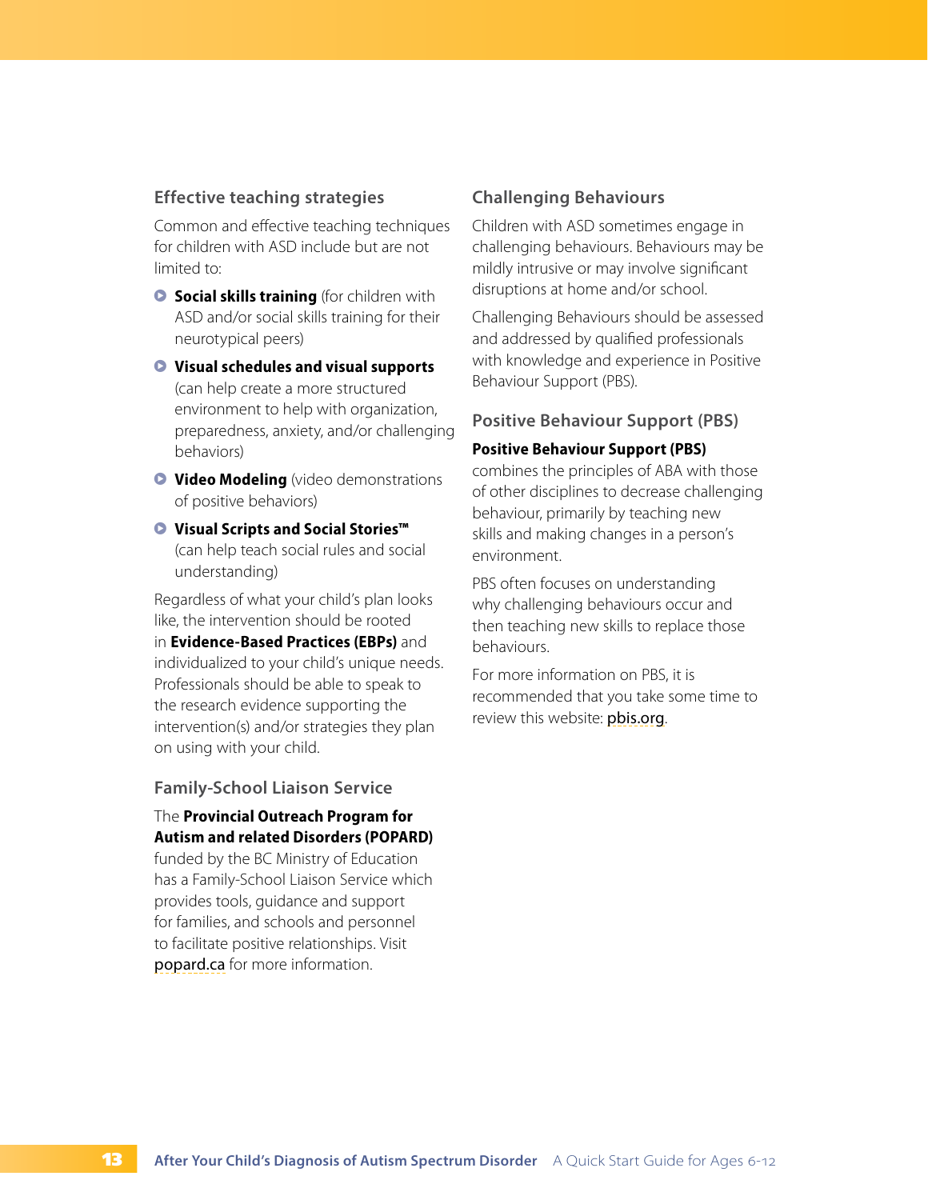## Effective teaching strategies

Common and effective teaching techniques for children with ASD include but are not limited to:

- **Social skills training** (for children with ASD and/or social skills training for their neurotypical peers)
- **Visual schedules and visual supports** (can help create a more structured environment to help with organization, preparedness, anxiety, and/or challenging behaviors)
- **Video Modeling** (video demonstrations of positive behaviors)
- **Visual Scripts and Social Stories™** (can help teach social rules and social understanding)

Regardless of what your child's plan looks like, the intervention should be rooted in **Evidence-Based Practices (EBPs)** and individualized to your child's unique needs. Professionals should be able to speak to the research evidence supporting the intervention(s) and/or strategies they plan on using with your child.

## Family-School Liaison Service

The **Provincial Outreach Program for Autism and related Disorders (POPARD)** funded by the BC Ministry of Education has a Family-School Liaison Service which provides tools, guidance and support for families, and schools and personnel to facilitate positive relationships. Visit popard.ca for more information.

## Challenging Behaviours

Children with ASD sometimes engage in challenging behaviours. Behaviours may be mildly intrusive or may involve significant disruptions at home and/or school.

Challenging Behaviours should be assessed and addressed by qualified professionals with knowledge and experience in Positive Behaviour Support (PBS).

## Positive Behaviour Support (PBS)

**Positive Behaviour Support (PBS)** combines the principles of ABA with those of other disciplines to decrease challenging behaviour, primarily by teaching new skills and making changes in a person's environment.

PBS often focuses on understanding why challenging behaviours occur and then teaching new skills to replace those behaviours.

For more information on PBS, it is recommended that you take some time to review this website: pbis.org.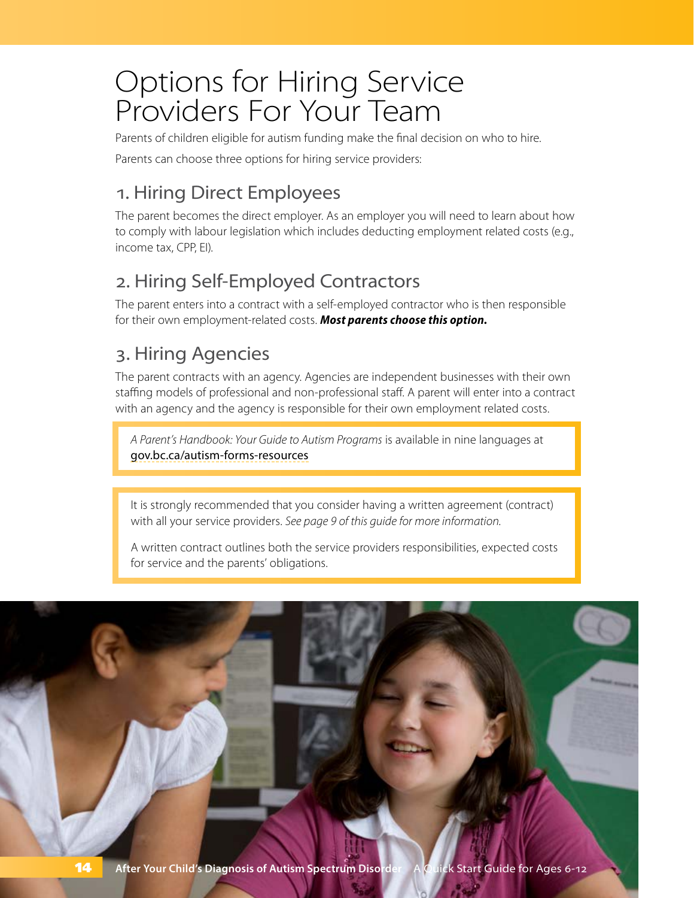# Options for Hiring Service Providers For Your Team

Parents of children eligible for autism funding make the final decision on who to hire.

Parents can choose three options for hiring service providers:

## 1. Hiring Direct Employees

The parent becomes the direct employer. As an employer you will need to learn about how to comply with labour legislation which includes deducting employment related costs (e.g., income tax, CPP, EI).

## 2. Hiring Self-Employed Contractors

The parent enters into a contract with a self-employed contractor who is then responsible for their own employment-related costs. ***Most parents choose this option.***

## 3. Hiring Agencies

The parent contracts with an agency. Agencies are independent businesses with their own staffing models of professional and non-professional staff. A parent will enter into a contract with an agency and the agency is responsible for their own employment related costs.

> *A Parent's Handbook: Your Guide to Autism Programs* is available in nine languages at gov.bc.ca/autism-forms-resources

> It is strongly recommended that you consider having a written agreement (contract) with all your service providers. *See page 9 of this guide for more information.*
>
> A written contract outlines both the service providers responsibilities, expected costs for service and the parents' obligations.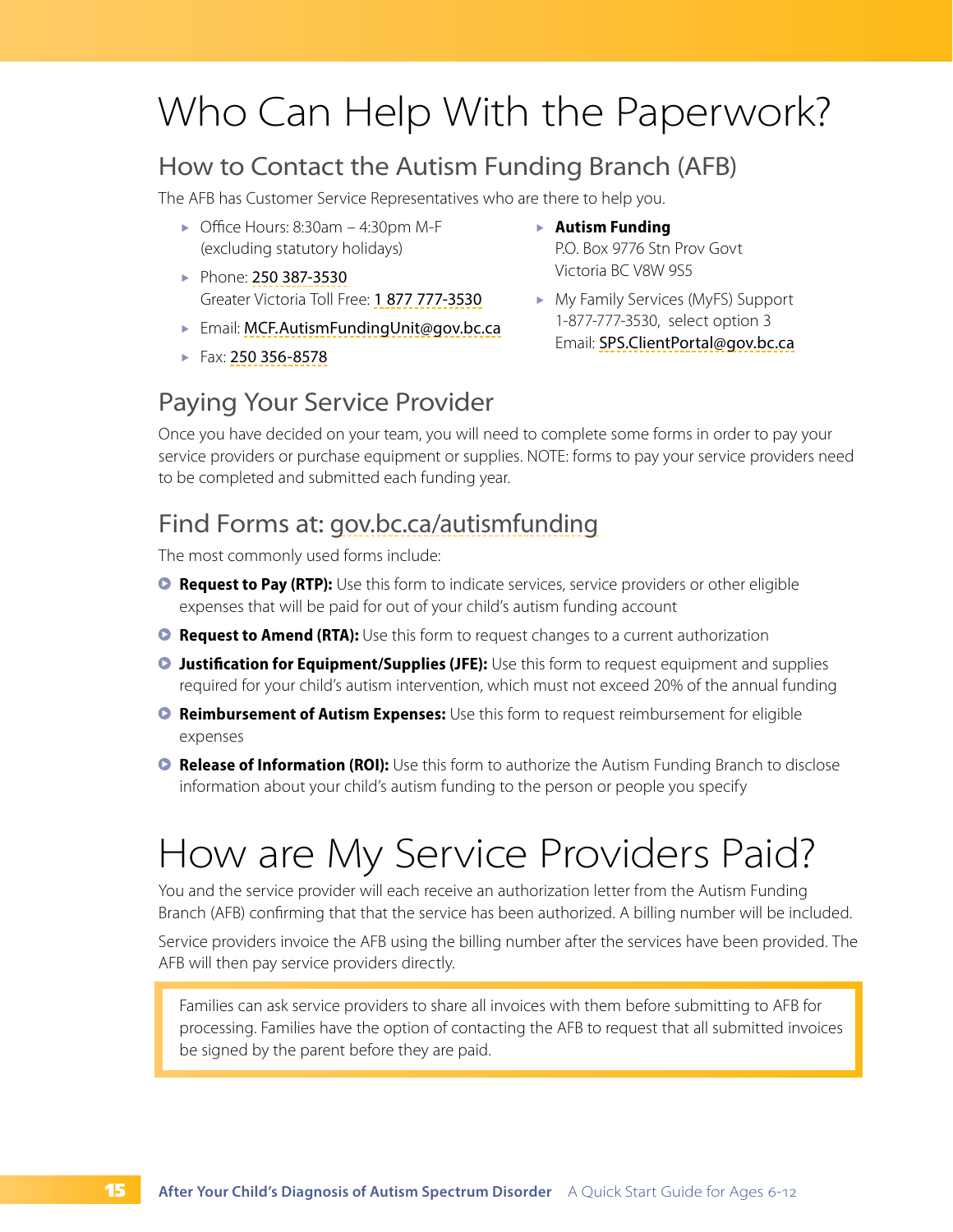# Who Can Help With the Paperwork?

## How to Contact the Autism Funding Branch (AFB)

The AFB has Customer Service Representatives who are there to help you.

- Office Hours: 8:30am – 4:30pm M-F (excluding statutory holidays)
- Phone: 250 387-3530
  Greater Victoria Toll Free: 1 877 777-3530
- Email: MCF.AutismFundingUnit@gov.bc.ca
- Fax: 250 356-8578
- **Autism Funding**
  P.O. Box 9776 Stn Prov Govt
  Victoria BC V8W 9S5
- My Family Services (MyFS) Support
  1-877-777-3530, select option 3
  Email: SPS.ClientPortal@gov.bc.ca

## Paying Your Service Provider

Once you have decided on your team, you will need to complete some forms in order to pay your service providers or purchase equipment or supplies. NOTE: forms to pay your service providers need to be completed and submitted each funding year.

## Find Forms at: gov.bc.ca/autismfunding

The most commonly used forms include:

- **Request to Pay (RTP):** Use this form to indicate services, service providers or other eligible expenses that will be paid for out of your child's autism funding account
- **Request to Amend (RTA):** Use this form to request changes to a current authorization
- **Justification for Equipment/Supplies (JFE):** Use this form to request equipment and supplies required for your child's autism intervention, which must not exceed 20% of the annual funding
- **Reimbursement of Autism Expenses:** Use this form to request reimbursement for eligible expenses
- **Release of Information (ROI):** Use this form to authorize the Autism Funding Branch to disclose information about your child's autism funding to the person or people you specify

# How are My Service Providers Paid?

You and the service provider will each receive an authorization letter from the Autism Funding Branch (AFB) confirming that that the service has been authorized. A billing number will be included.

Service providers invoice the AFB using the billing number after the services have been provided. The AFB will then pay service providers directly.

> Families can ask service providers to share all invoices with them before submitting to AFB for processing. Families have the option of contacting the AFB to request that all submitted invoices be signed by the parent before they are paid.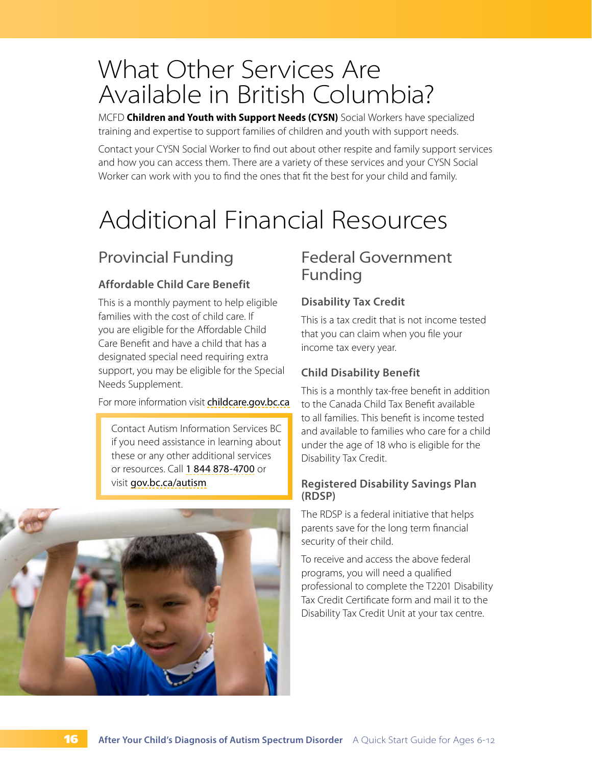# What Other Services Are Available in British Columbia?

MCFD **Children and Youth with Support Needs (CYSN)** Social Workers have specialized training and expertise to support families of children and youth with support needs.

Contact your CYSN Social Worker to find out about other respite and family support services and how you can access them. There are a variety of these services and your CYSN Social Worker can work with you to find the ones that fit the best for your child and family.

# Additional Financial Resources

## Provincial Funding

### Affordable Child Care Benefit

This is a monthly payment to help eligible families with the cost of child care. If you are eligible for the Affordable Child Care Benefit and have a child that has a designated special need requiring extra support, you may be eligible for the Special Needs Supplement.

For more information visit childcare.gov.bc.ca

Contact Autism Information Services BC if you need assistance in learning about these or any other additional services or resources. Call 1 844 878-4700 or visit gov.bc.ca/autism

## Federal Government Funding

### Disability Tax Credit

This is a tax credit that is not income tested that you can claim when you file your income tax every year.

### Child Disability Benefit

This is a monthly tax-free benefit in addition to the Canada Child Tax Benefit available to all families. This benefit is income tested and available to families who care for a child under the age of 18 who is eligible for the Disability Tax Credit.

### Registered Disability Savings Plan (RDSP)

The RDSP is a federal initiative that helps parents save for the long term financial security of their child.

To receive and access the above federal programs, you will need a qualified professional to complete the T2201 Disability Tax Credit Certificate form and mail it to the Disability Tax Credit Unit at your tax centre.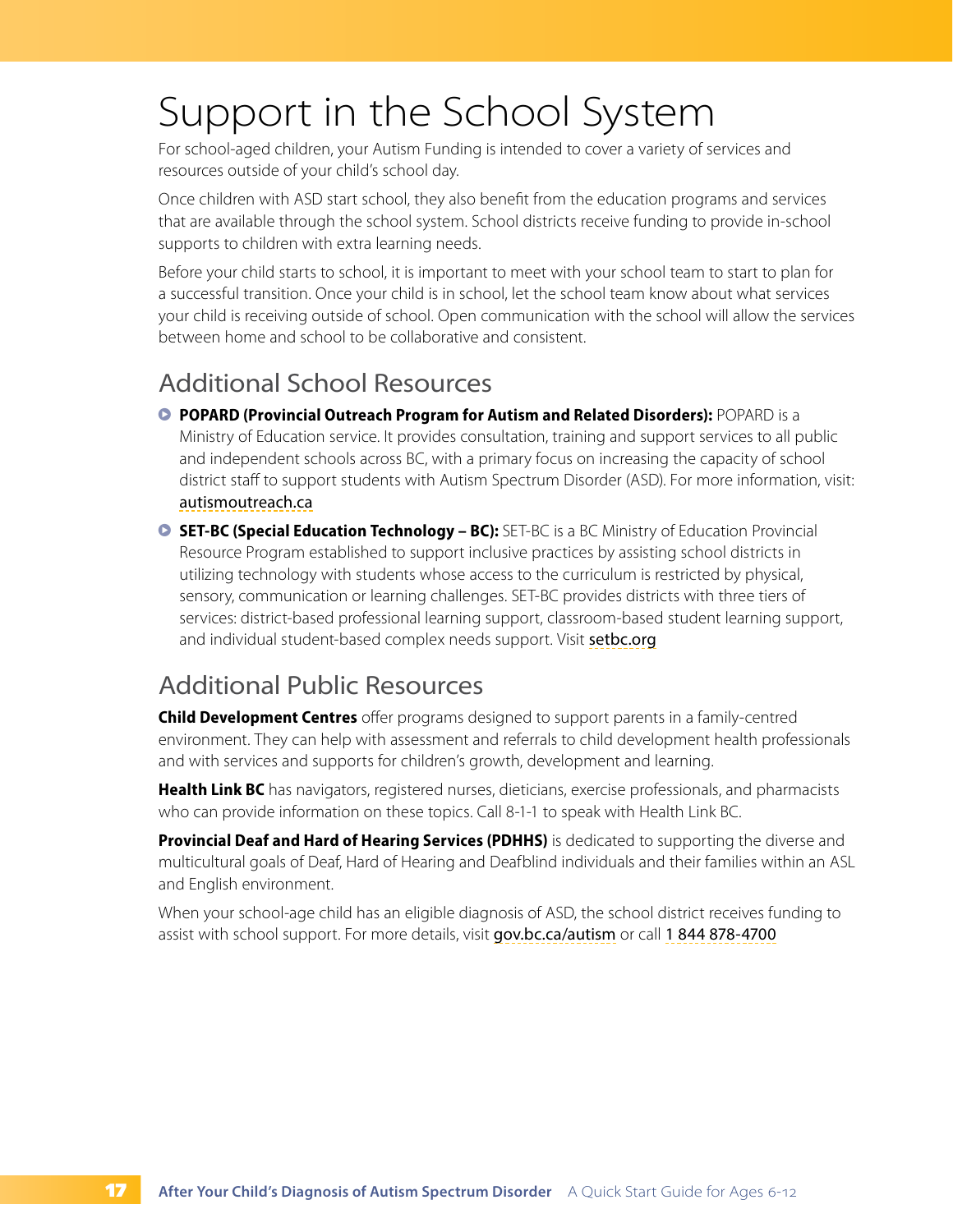# Support in the School System

For school-aged children, your Autism Funding is intended to cover a variety of services and resources outside of your child's school day.

Once children with ASD start school, they also benefit from the education programs and services that are available through the school system. School districts receive funding to provide in-school supports to children with extra learning needs.

Before your child starts to school, it is important to meet with your school team to start to plan for a successful transition. Once your child is in school, let the school team know about what services your child is receiving outside of school. Open communication with the school will allow the services between home and school to be collaborative and consistent.

## Additional School Resources

- **POPARD (Provincial Outreach Program for Autism and Related Disorders):** POPARD is a Ministry of Education service. It provides consultation, training and support services to all public and independent schools across BC, with a primary focus on increasing the capacity of school district staff to support students with Autism Spectrum Disorder (ASD). For more information, visit: autismoutreach.ca
- **SET-BC (Special Education Technology – BC):** SET-BC is a BC Ministry of Education Provincial Resource Program established to support inclusive practices by assisting school districts in utilizing technology with students whose access to the curriculum is restricted by physical, sensory, communication or learning challenges. SET-BC provides districts with three tiers of services: district-based professional learning support, classroom-based student learning support, and individual student-based complex needs support. Visit setbc.org

## Additional Public Resources

**Child Development Centres** offer programs designed to support parents in a family-centred environment. They can help with assessment and referrals to child development health professionals and with services and supports for children's growth, development and learning.

**Health Link BC** has navigators, registered nurses, dieticians, exercise professionals, and pharmacists who can provide information on these topics. Call 8-1-1 to speak with Health Link BC.

**Provincial Deaf and Hard of Hearing Services (PDHHS)** is dedicated to supporting the diverse and multicultural goals of Deaf, Hard of Hearing and Deafblind individuals and their families within an ASL and English environment.

When your school-age child has an eligible diagnosis of ASD, the school district receives funding to assist with school support. For more details, visit gov.bc.ca/autism or call 1 844 878-4700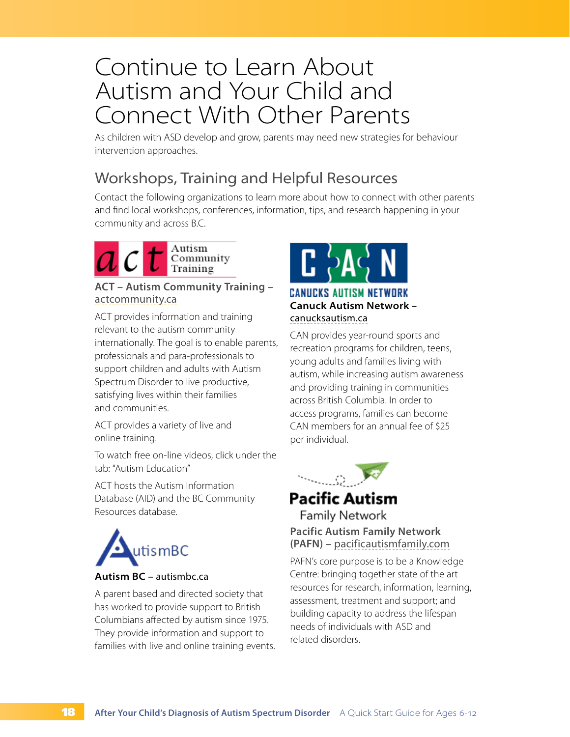# Continue to Learn About Autism and Your Child and Connect With Other Parents

As children with ASD develop and grow, parents may need new strategies for behaviour intervention approaches.

## Workshops, Training and Helpful Resources

Contact the following organizations to learn more about how to connect with other parents and find local workshops, conferences, information, tips, and research happening in your community and across B.C.

**ACT – Autism Community Training – actcommunity.ca**

ACT provides information and training relevant to the autism community internationally. The goal is to enable parents, professionals and para-professionals to support children and adults with Autism Spectrum Disorder to live productive, satisfying lives within their families and communities.

ACT provides a variety of live and online training.

To watch free on-line videos, click under the tab: "Autism Education"

ACT hosts the Autism Information Database (AID) and the BC Community Resources database.

**Autism BC – autismbc.ca**

A parent based and directed society that has worked to provide support to British Columbians affected by autism since 1975. They provide information and support to families with live and online training events.

**Canuck Autism Network – canucksautism.ca**

CAN provides year-round sports and recreation programs for children, teens, young adults and families living with autism, while increasing autism awareness and providing training in communities across British Columbia. In order to access programs, families can become CAN members for an annual fee of $25 per individual.

**Pacific Autism Family Network (PAFN) – pacificautismfamily.com**

PAFN's core purpose is to be a Knowledge Centre: bringing together state of the art resources for research, information, learning, assessment, treatment and support; and building capacity to address the lifespan needs of individuals with ASD and related disorders.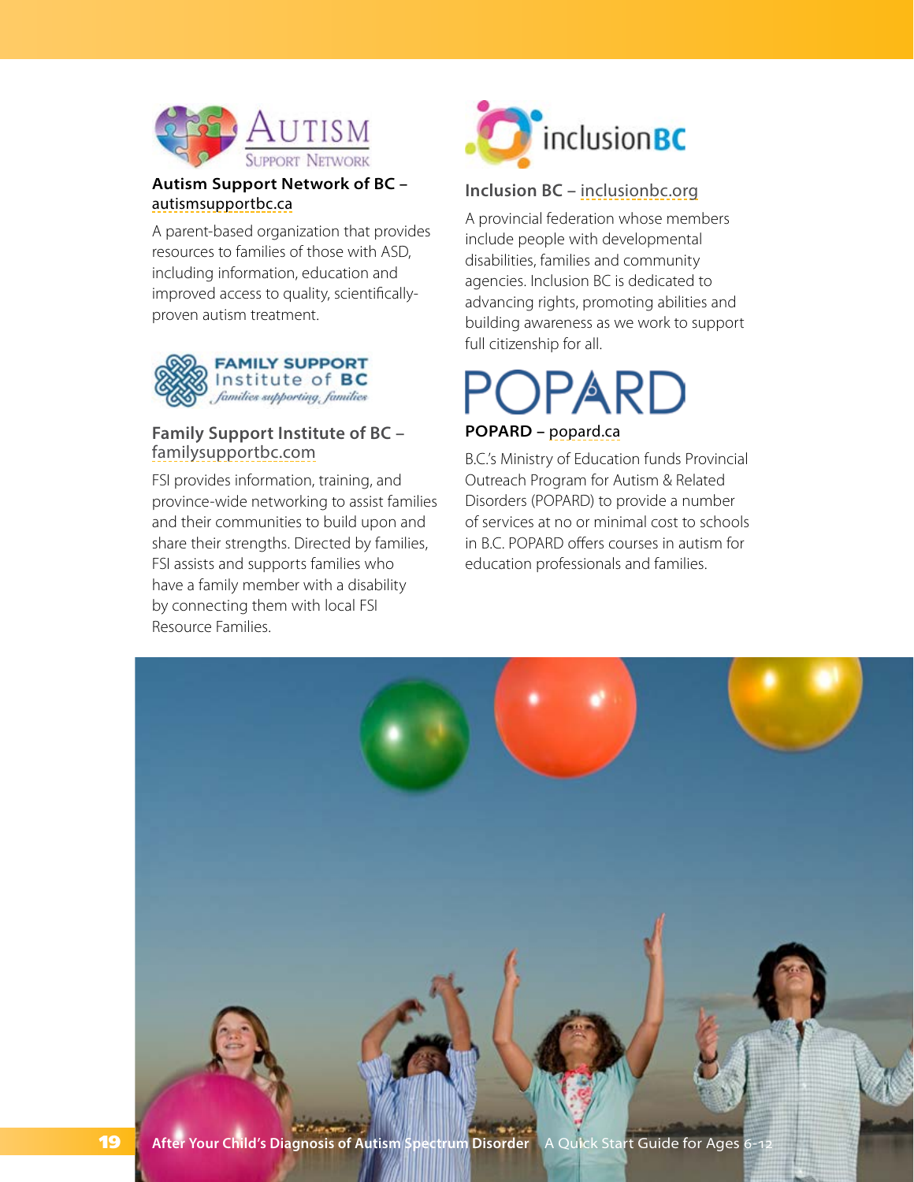**Autism Support Network of BC – autismsupportbc.ca**

A parent-based organization that provides resources to families of those with ASD, including information, education and improved access to quality, scientifically-proven autism treatment.

**Family Support Institute of BC – familysupportbc.com**

FSI provides information, training, and province-wide networking to assist families and their communities to build upon and share their strengths. Directed by families, FSI assists and supports families who have a family member with a disability by connecting them with local FSI Resource Families.

**Inclusion BC – inclusionbc.org**

A provincial federation whose members include people with developmental disabilities, families and community agencies. Inclusion BC is dedicated to advancing rights, promoting abilities and building awareness as we work to support full citizenship for all.

**POPARD – popard.ca**

B.C.'s Ministry of Education funds Provincial Outreach Program for Autism & Related Disorders (POPARD) to provide a number of services at no or minimal cost to schools in B.C. POPARD offers courses in autism for education professionals and families.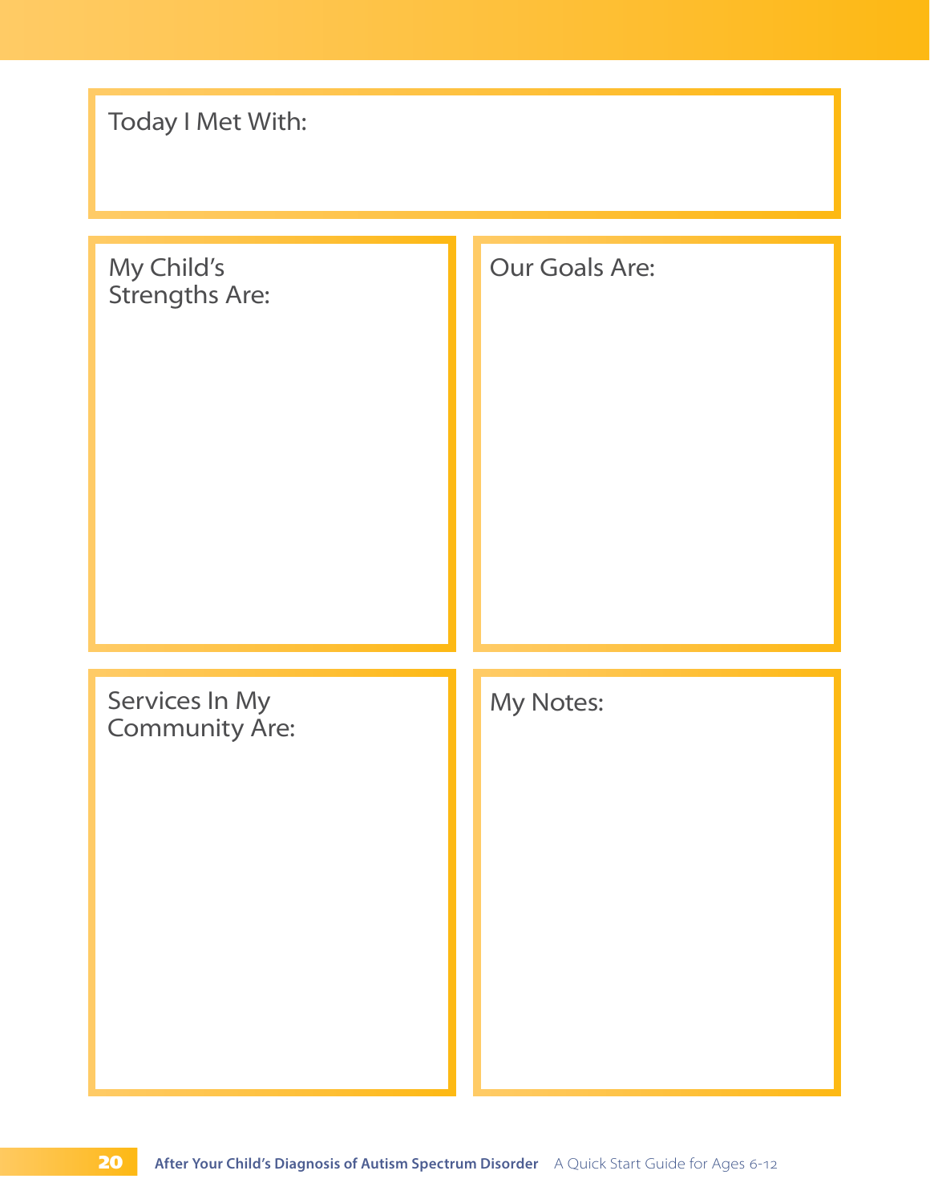Today I Met With:

My Child's Strengths Are:

Our Goals Are:

Services In My Community Are:

My Notes: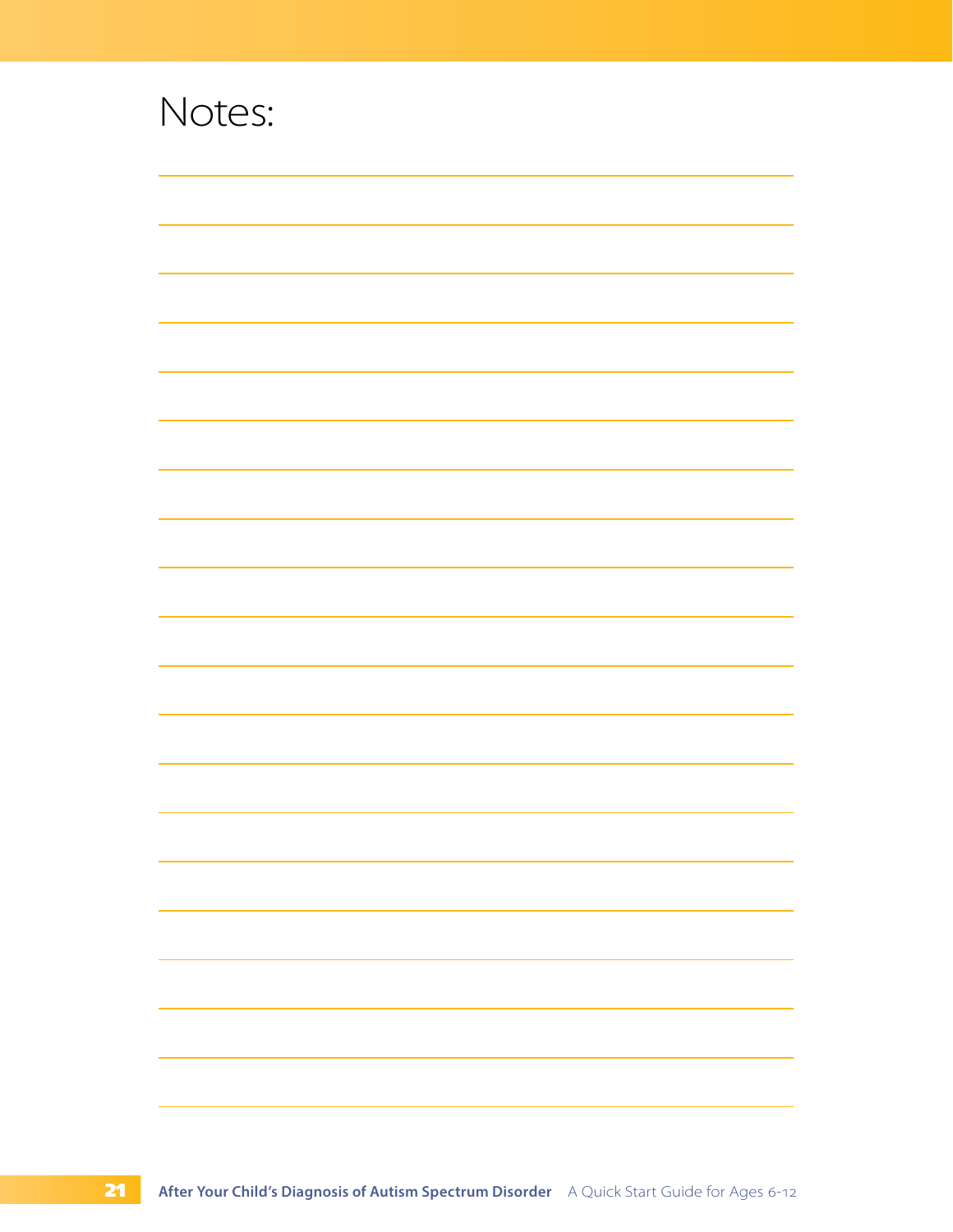# Notes: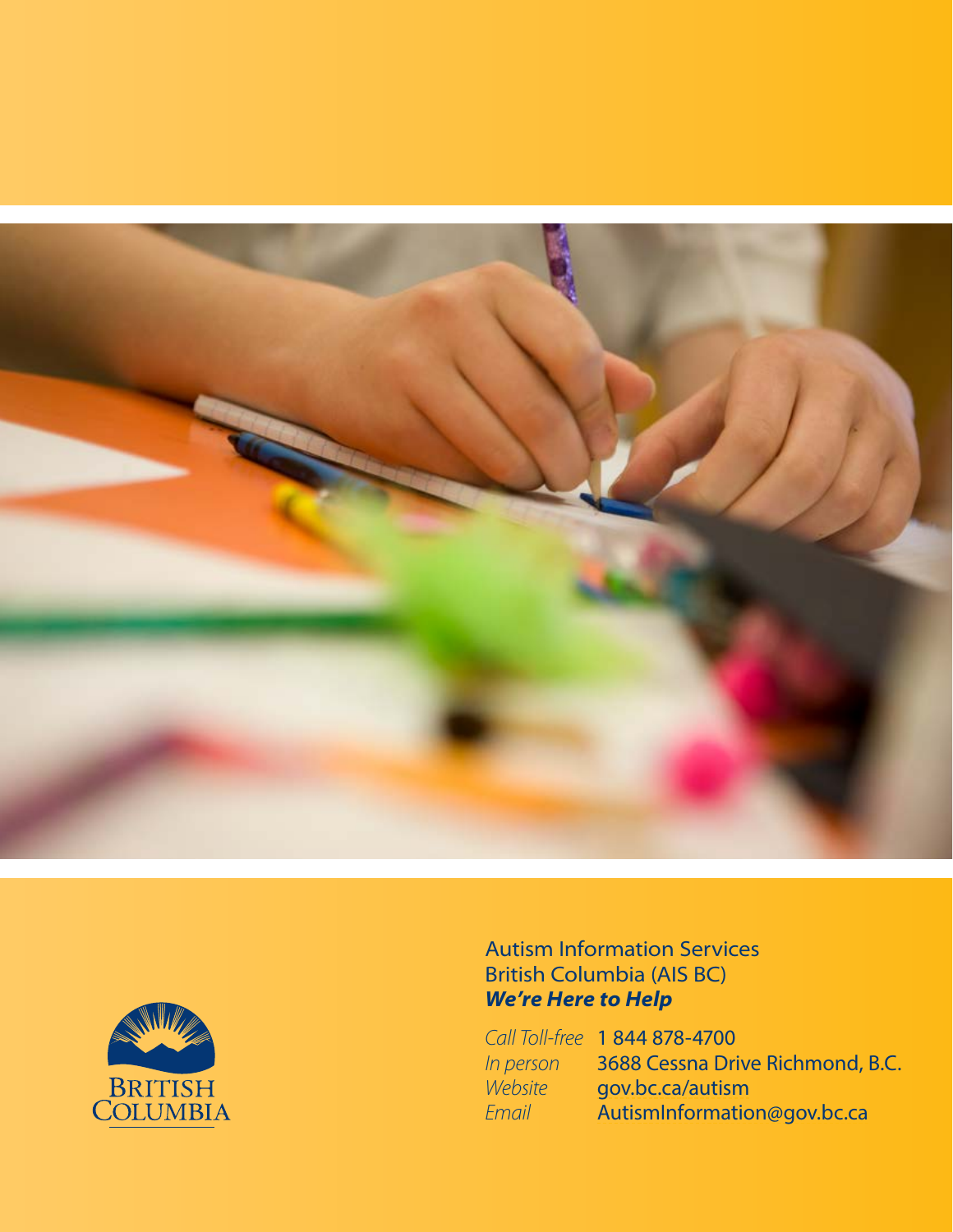Autism Information Services
British Columbia (AIS BC)
***We're Here to Help***

| | |
|---|---|
| *Call Toll-free* | 1 844 878-4700 |
| *In person* | 3688 Cessna Drive Richmond, B.C. |
| *Website* | gov.bc.ca/autism |
| *Email* | AutismInformation@gov.bc.ca |

BRITISH COLUMBIA